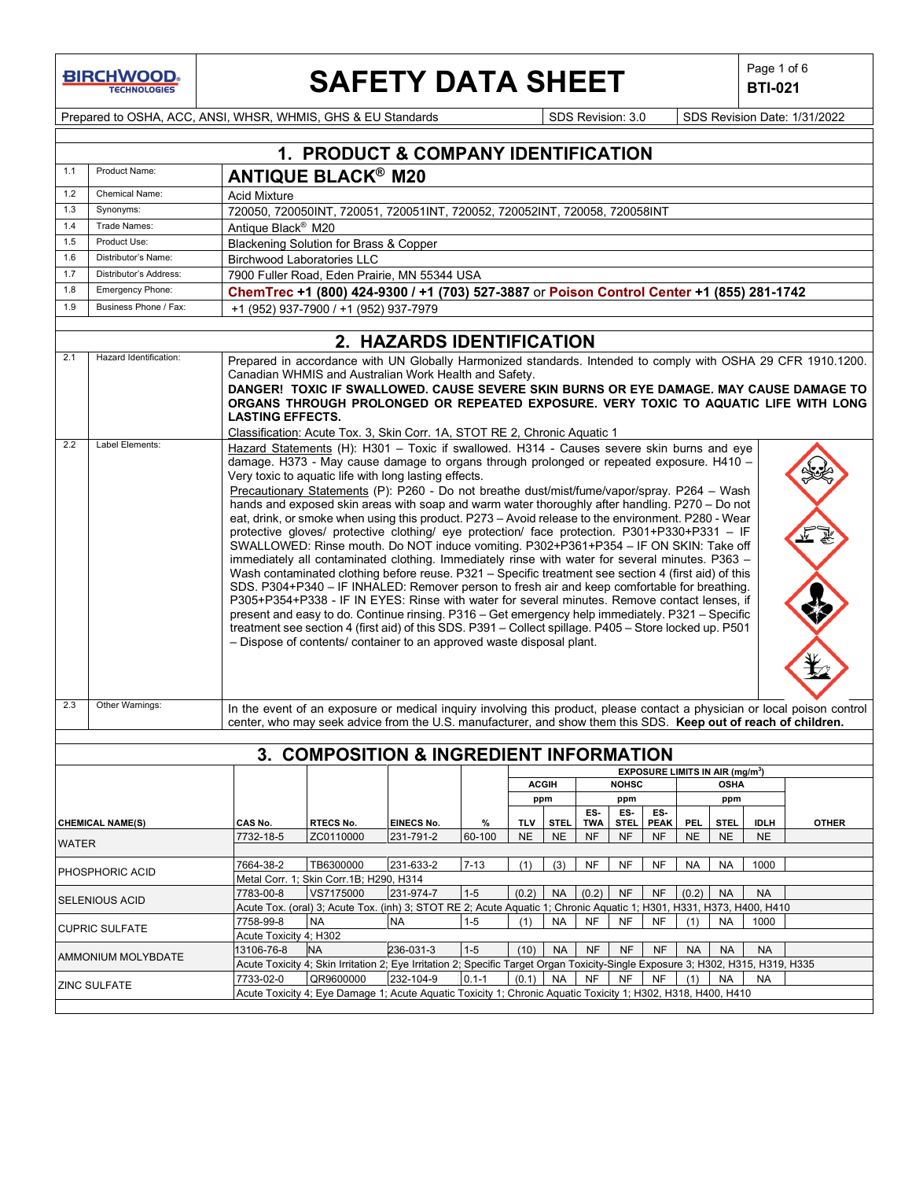# SAFETY DATA SHEET

**BTI-021**

Prepared to OSHA, ACC, ANSI, WHSR, WHMIS, GHS & EU Standards | SDS Revision: 3.0 | SDS Revision Date: 1/31/2022

## 1. PRODUCT & COMPANY IDENTIFICATION

| | | |
|---|---|---|
| 1.1 | Product Name: | **ANTIQUE BLACK® M20** |
| 1.2 | Chemical Name: | Acid Mixture |
| 1.3 | Synonyms: | 720050, 720050INT, 720051, 720051INT, 720052, 720052INT, 720058, 720058INT |
| 1.4 | Trade Names: | Antique Black® M20 |
| 1.5 | Product Use: | Blackening Solution for Brass & Copper |
| 1.6 | Distributor's Name: | Birchwood Laboratories LLC |
| 1.7 | Distributor's Address: | 7900 Fuller Road, Eden Prairie, MN 55344 USA |
| 1.8 | Emergency Phone: | **ChemTrec +1 (800) 424-9300 / +1 (703) 527-3887** or **Poison Control Center +1 (855) 281-1742** |
| 1.9 | Business Phone / Fax: | +1 (952) 937-7900 / +1 (952) 937-7979 |

## 2. HAZARDS IDENTIFICATION

**2.1 Hazard Identification:**

Prepared in accordance with UN Globally Harmonized standards. Intended to comply with OSHA 29 CFR 1910.1200. Canadian WHMIS and Australian Work Health and Safety.

**DANGER! TOXIC IF SWALLOWED. CAUSE SEVERE SKIN BURNS OR EYE DAMAGE. MAY CAUSE DAMAGE TO ORGANS THROUGH PROLONGED OR REPEATED EXPOSURE. VERY TOXIC TO AQUATIC LIFE WITH LONG LASTING EFFECTS.**

Classification: Acute Tox. 3, Skin Corr. 1A, STOT RE 2, Chronic Aquatic 1

**2.2 Label Elements:**

Hazard Statements (H): H301 – Toxic if swallowed. H314 - Causes severe skin burns and eye damage. H373 - May cause damage to organs through prolonged or repeated exposure. H410 – Very toxic to aquatic life with long lasting effects.

Precautionary Statements (P): P260 - Do not breathe dust/mist/fume/vapor/spray. P264 – Wash hands and exposed skin areas with soap and warm water thoroughly after handling. P270 – Do not eat, drink, or smoke when using this product. P273 – Avoid release to the environment. P280 - Wear protective gloves/ protective clothing/ eye protection/ face protection. P301+P330+P331 – IF SWALLOWED: Rinse mouth. Do NOT induce vomiting. P302+P361+P354 – IF ON SKIN: Take off immediately all contaminated clothing. Immediately rinse with water for several minutes. P363 – Wash contaminated clothing before reuse. P321 – Specific treatment see section 4 (first aid) of this SDS. P304+P340 – IF INHALED: Remover person to fresh air and keep comfortable for breathing. P305+P354+P338 - IF IN EYES: Rinse with water for several minutes. Remove contact lenses, if present and easy to do. Continue rinsing. P316 – Get emergency help immediately. P321 – Specific treatment see section 4 (first aid) of this SDS. P391 – Collect spillage. P405 – Store locked up. P501 – Dispose of contents/ container to an approved waste disposal plant.

**2.3 Other Warnings:**

In the event of an exposure or medical inquiry involving this product, please contact a physician or local poison control center, who may seek advice from the U.S. manufacturer, and show them this SDS. **Keep out of reach of children.**

## 3. COMPOSITION & INGREDIENT INFORMATION

| CHEMICAL NAME(S) | CAS No. | RTECS No. | EINECS No. | % | ACGIH TLV (ppm) | ACGIH STEL (ppm) | NOHSC ES-TWA (ppm) | NOHSC ES-STEL (ppm) | NOHSC ES-PEAK (ppm) | OSHA PEL (ppm) | OSHA STEL (ppm) | OSHA IDLH (ppm) | OTHER |
|---|---|---|---|---|---|---|---|---|---|---|---|---|---|
| WATER | 7732-18-5 | ZC0110000 | 231-791-2 | 60-100 | NE | NE | NF | NF | NF | NE | NE | NE | |
| PHOSPHORIC ACID | 7664-38-2 | TB6300000 | 231-633-2 | 7-13 | (1) | (3) | NF | NF | NF | NA | NA | 1000 | |
| | Metal Corr. 1; Skin Corr.1B; H290, H314 | | | | | | | | | | | | |
| SELENIOUS ACID | 7783-00-8 | VS7175000 | 231-974-7 | 1-5 | (0.2) | NA | (0.2) | NF | NF | (0.2) | NA | NA | |
| | Acute Tox. (oral) 3; Acute Tox. (inh) 3; STOT RE 2; Acute Aquatic 1; Chronic Aquatic 1; H301, H331, H373, H400, H410 | | | | | | | | | | | | |
| CUPRIC SULFATE | 7758-99-8 | NA | NA | 1-5 | (1) | NA | NF | NF | NF | (1) | NA | 1000 | |
| | Acute Toxicity 4; H302 | | | | | | | | | | | | |
| AMMONIUM MOLYBDATE | 13106-76-8 | NA | 236-031-3 | 1-5 | (10) | NA | NF | NF | NF | NA | NA | NA | |
| | Acute Toxicity 4; Skin Irritation 2; Eye Irritation 2; Specific Target Organ Toxicity-Single Exposure 3; H302, H315, H319, H335 | | | | | | | | | | | | |
| ZINC SULFATE | 7733-02-0 | QR9600000 | 232-104-9 | 0.1-1 | (0.1) | NA | NF | NF | NF | (1) | NA | NA | |
| | Acute Toxicity 4; Eye Damage 1; Acute Aquatic Toxicity 1; Chronic Aquatic Toxicity 1; H302, H318, H400, H410 | | | | | | | | | | | | |

EXPOSURE LIMITS IN AIR (mg/m³)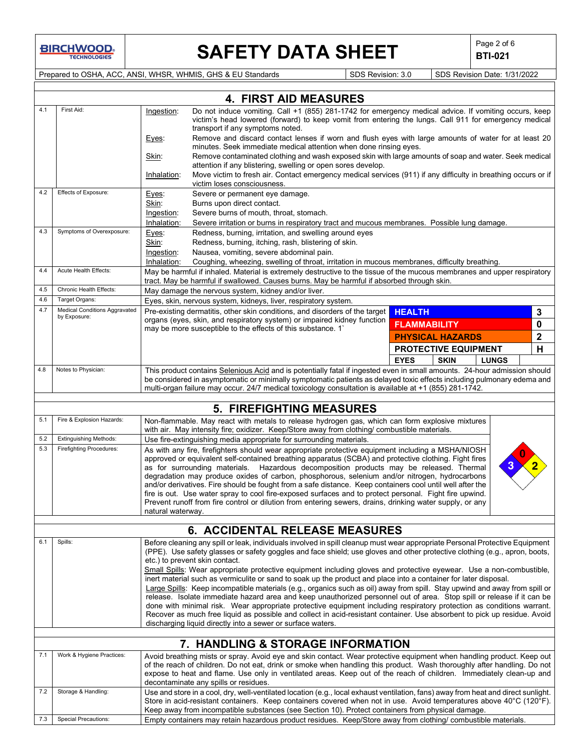## 4. FIRST AID MEASURES

| | | |
|---|---|---|
| 4.1 | First Aid: | Ingestion: Do not induce vomiting. Call +1 (855) 281-1742 for emergency medical advice. If vomiting occurs, keep victim's head lowered (forward) to keep vomit from entering the lungs. Call 911 for emergency medical transport if any symptoms noted.<br>Eyes: Remove and discard contact lenses if worn and flush eyes with large amounts of water for at least 20 minutes. Seek immediate medical attention when done rinsing eyes.<br>Skin: Remove contaminated clothing and wash exposed skin with large amounts of soap and water. Seek medical attention if any blistering, swelling or open sores develop.<br>Inhalation: Move victim to fresh air. Contact emergency medical services (911) if any difficulty in breathing occurs or if victim loses consciousness. |
| 4.2 | Effects of Exposure: | Eyes: Severe or permanent eye damage.<br>Skin: Burns upon direct contact.<br>Ingestion: Severe burns of mouth, throat, stomach.<br>Inhalation: Severe irritation or burns in respiratory tract and mucous membranes. Possible lung damage. |
| 4.3 | Symptoms of Overexposure: | Eyes: Redness, burning, irritation, and swelling around eyes<br>Skin: Redness, burning, itching, rash, blistering of skin.<br>Ingestion: Nausea, vomiting, severe abdominal pain.<br>Inhalation: Coughing, wheezing, swelling of throat, irritation in mucous membranes, difficulty breathing. |
| 4.4 | Acute Health Effects: | May be harmful if inhaled. Material is extremely destructive to the tissue of the mucous membranes and upper respiratory tract. May be harmful if swallowed. Causes burns. May be harmful if absorbed through skin. |
| 4.5 | Chronic Health Effects: | May damage the nervous system, kidney and/or liver. |
| 4.6 | Target Organs: | Eyes, skin, nervous system, kidneys, liver, respiratory system. |
| 4.7 | Medical Conditions Aggravated by Exposure: | Pre-existing dermatitis, other skin conditions, and disorders of the target organs (eyes, skin, and respiratory system) or impaired kidney function may be more susceptible to the effects of this substance. 1` |
| 4.8 | Notes to Physician: | This product contains Selenious Acid and is potentially fatal if ingested even in small amounts. 24-hour admission should be considered in asymptomatic or minimally symptomatic patients as delayed toxic effects including pulmonary edema and multi-organ failure may occur. 24/7 medical toxicology consultation is available at +1 (855) 281-1742. |

| HMIS | | | |
|---|---|---|---|
| HEALTH | | | 3 |
| FLAMMABILITY | | | 0 |
| PHYSICAL HAZARDS | | | 2 |
| PROTECTIVE EQUIPMENT | | | H |
| EYES | SKIN | LUNGS | |

## 5. FIREFIGHTING MEASURES

| | | |
|---|---|---|
| 5.1 | Fire & Explosion Hazards: | Non-flammable. May react with metals to release hydrogen gas, which can form explosive mixtures with air. May intensify fire; oxidizer. Keep/Store away from clothing/ combustible materials. |
| 5.2 | Extinguishing Methods: | Use fire-extinguishing media appropriate for surrounding materials. |
| 5.3 | Firefighting Procedures: | As with any fire, firefighters should wear appropriate protective equipment including a MSHA/NIOSH approved or equivalent self-contained breathing apparatus (SCBA) and protective clothing. Fight fires as for surrounding materials. Hazardous decomposition products may be released. Thermal degradation may produce oxides of carbon, phosphorous, selenium and/or nitrogen, hydrocarbons and/or derivatives. Fire should be fought from a safe distance. Keep containers cool until well after the fire is out. Use water spray to cool fire-exposed surfaces and to protect personal. Fight fire upwind. Prevent runoff from fire control or dilution from entering sewers, drains, drinking water supply, or any natural waterway. |

NFPA: Health 3, Flammability 0, Instability 2

## 6. ACCIDENTAL RELEASE MEASURES

| | | |
|---|---|---|
| 6.1 | Spills: | Before cleaning any spill or leak, individuals involved in spill cleanup must wear appropriate Personal Protective Equipment (PPE). Use safety glasses or safety goggles and face shield; use gloves and other protective clothing (e.g., apron, boots, etc.) to prevent skin contact.<br>Small Spills: Wear appropriate protective equipment including gloves and protective eyewear. Use a non-combustible, inert material such as vermiculite or sand to soak up the product and place into a container for later disposal.<br>Large Spills: Keep incompatible materials (e.g., organics such as oil) away from spill. Stay upwind and away from spill or release. Isolate immediate hazard area and keep unauthorized personnel out of area. Stop spill or release if it can be done with minimal risk. Wear appropriate protective equipment including respiratory protection as conditions warrant. Recover as much free liquid as possible and collect in acid-resistant container. Use absorbent to pick up residue. Avoid discharging liquid directly into a sewer or surface waters. |

## 7. HANDLING & STORAGE INFORMATION

| | | |
|---|---|---|
| 7.1 | Work & Hygiene Practices: | Avoid breathing mists or spray. Avoid eye and skin contact. Wear protective equipment when handling product. Keep out of the reach of children. Do not eat, drink or smoke when handling this product. Wash thoroughly after handling. Do not expose to heat and flame. Use only in ventilated areas. Keep out of the reach of children. Immediately clean-up and decontaminate any spills or residues. |
| 7.2 | Storage & Handling: | Use and store in a cool, dry, well-ventilated location (e.g., local exhaust ventilation, fans) away from heat and direct sunlight. Store in acid-resistant containers. Keep containers covered when not in use. Avoid temperatures above 40°C (120°F). Keep away from incompatible substances (see Section 10). Protect containers from physical damage. |
| 7.3 | Special Precautions: | Empty containers may retain hazardous product residues. Keep/Store away from clothing/ combustible materials. |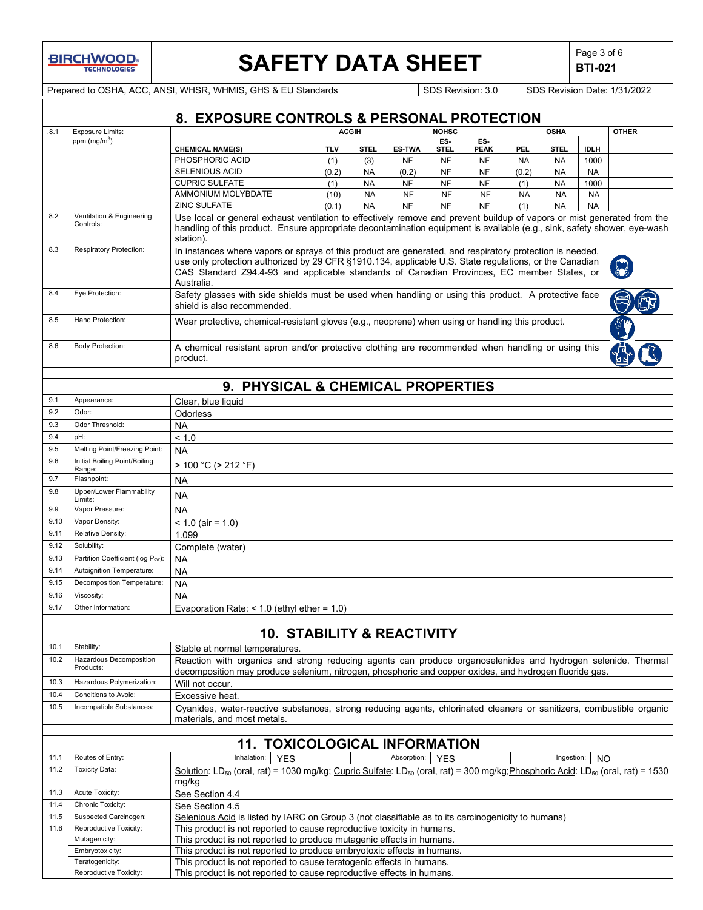## 8. EXPOSURE CONTROLS & PERSONAL PROTECTION

| | | | ACGIH | | NOHSC | | | OSHA | | | OTHER |
|---|---|---|---|---|---|---|---|---|---|---|---|
| | | CHEMICAL NAME(S) | TLV | STEL | ES-TWA | ES-STEL | ES-PEAK | PEL | STEL | IDLH | |
| 8.1 | Exposure Limits: ppm ($mg/m^3$) | PHOSPHORIC ACID | (1) | (3) | NF | NF | NF | NA | NA | 1000 | |
| | | SELENIOUS ACID | (0.2) | NA | (0.2) | NF | NF | (0.2) | NA | NA | |
| | | CUPRIC SULFATE | (1) | NA | NF | NF | NF | (1) | NA | 1000 | |
| | | AMMONIUM MOLYBDATE | (10) | NA | NF | NF | NF | NA | NA | NA | |
| | | ZINC SULFATE | (0.1) | NA | NF | NF | NF | (1) | NA | NA | |

| | | |
|---|---|---|
| 8.2 | Ventilation & Engineering Controls: | Use local or general exhaust ventilation to effectively remove and prevent buildup of vapors or mist generated from the handling of this product. Ensure appropriate decontamination equipment is available (e.g., sink, safety shower, eye-wash station). |
| 8.3 | Respiratory Protection: | In instances where vapors or sprays of this product are generated, and respiratory protection is needed, use only protection authorized by 29 CFR §1910.134, applicable U.S. State regulations, or the Canadian CAS Standard Z94.4-93 and applicable standards of Canadian Provinces, EC member States, or Australia. |
| 8.4 | Eye Protection: | Safety glasses with side shields must be used when handling or using this product. A protective face shield is also recommended. |
| 8.5 | Hand Protection: | Wear protective, chemical-resistant gloves (e.g., neoprene) when using or handling this product. |
| 8.6 | Body Protection: | A chemical resistant apron and/or protective clothing are recommended when handling or using this product. |

## 9. PHYSICAL & CHEMICAL PROPERTIES

| | | |
|---|---|---|
| 9.1 | Appearance: | Clear, blue liquid |
| 9.2 | Odor: | Odorless |
| 9.3 | Odor Threshold: | NA |
| 9.4 | pH: | < 1.0 |
| 9.5 | Melting Point/Freezing Point: | NA |
| 9.6 | Initial Boiling Point/Boiling Range: | > 100 °C (> 212 °F) |
| 9.7 | Flashpoint: | NA |
| 9.8 | Upper/Lower Flammability Limits: | NA |
| 9.9 | Vapor Pressure: | NA |
| 9.10 | Vapor Density: | < 1.0 (air = 1.0) |
| 9.11 | Relative Density: | 1.099 |
| 9.12 | Solubility: | Complete (water) |
| 9.13 | Partition Coefficient (log $P_{ow}$): | NA |
| 9.14 | Autoignition Temperature: | NA |
| 9.15 | Decomposition Temperature: | NA |
| 9.16 | Viscosity: | NA |
| 9.17 | Other Information: | Evaporation Rate: < 1.0 (ethyl ether = 1.0) |

## 10. STABILITY & REACTIVITY

| | | |
|---|---|---|
| 10.1 | Stability: | Stable at normal temperatures. |
| 10.2 | Hazardous Decomposition Products: | Reaction with organics and strong reducing agents can produce organoselenides and hydrogen selenide. Thermal decomposition may produce selenium, nitrogen, phosphoric and copper oxides, and hydrogen fluoride gas. |
| 10.3 | Hazardous Polymerization: | Will not occur. |
| 10.4 | Conditions to Avoid: | Excessive heat. |
| 10.5 | Incompatible Substances: | Cyanides, water-reactive substances, strong reducing agents, chlorinated cleaners or sanitizers, combustible organic materials, and most metals. |

## 11. TOXICOLOGICAL INFORMATION

| | | |
|---|---|---|
| 11.1 | Routes of Entry: | Inhalation: YES; Absorption: YES; Ingestion: NO |
| 11.2 | Toxicity Data: | Solution: $LD_{50}$ (oral, rat) = 1030 mg/kg; Cupric Sulfate: $LD_{50}$ (oral, rat) = 300 mg/kg; Phosphoric Acid: $LD_{50}$ (oral, rat) = 1530 mg/kg |
| 11.3 | Acute Toxicity: | See Section 4.4 |
| 11.4 | Chronic Toxicity: | See Section 4.5 |
| 11.5 | Suspected Carcinogen: | Selenious Acid is listed by IARC on Group 3 (not classifiable as to its carcinogenicity to humans) |
| 11.6 | Reproductive Toxicity: | This product is not reported to cause reproductive toxicity in humans. |
| | Mutagenicity: | This product is not reported to produce mutagenic effects in humans. |
| | Embryotoxicity: | This product is not reported to produce embryotoxic effects in humans. |
| | Teratogenicity: | This product is not reported to cause teratogenic effects in humans. |
| | Reproductive Toxicity: | This product is not reported to cause reproductive effects in humans. |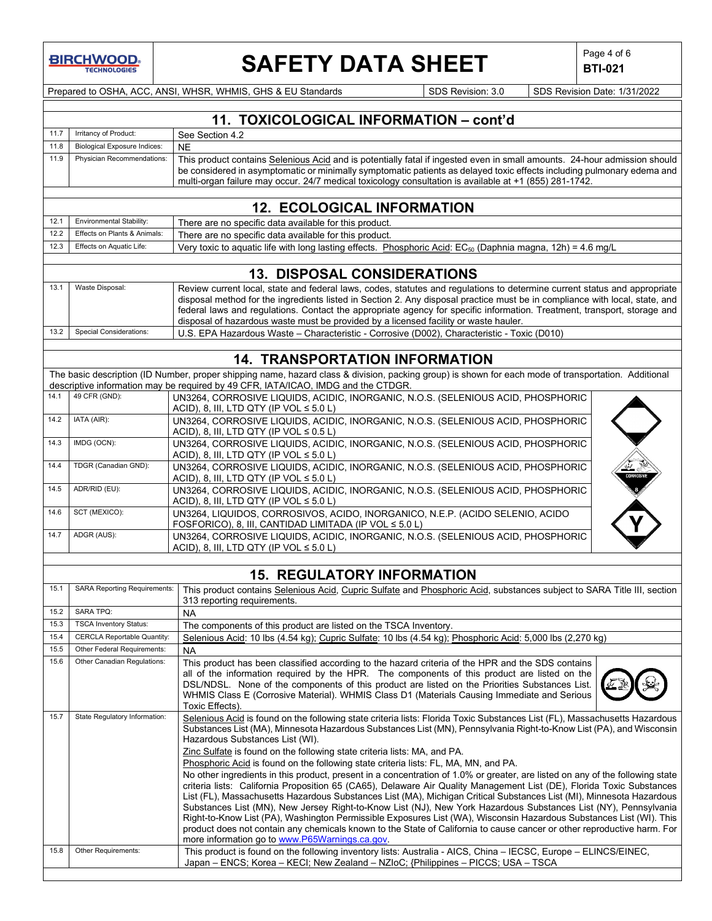## 11. TOXICOLOGICAL INFORMATION – cont'd

| | | |
|---|---|---|
| 11.7 | Irritancy of Product: | See Section 4.2 |
| 11.8 | Biological Exposure Indices: | NE |
| 11.9 | Physician Recommendations: | This product contains Selenious Acid and is potentially fatal if ingested even in small amounts. 24-hour admission should be considered in asymptomatic or minimally symptomatic patients as delayed toxic effects including pulmonary edema and multi-organ failure may occur. 24/7 medical toxicology consultation is available at +1 (855) 281-1742. |

## 12. ECOLOGICAL INFORMATION

| | | |
|---|---|---|
| 12.1 | Environmental Stability: | There are no specific data available for this product. |
| 12.2 | Effects on Plants & Animals: | There are no specific data available for this product. |
| 12.3 | Effects on Aquatic Life: | Very toxic to aquatic life with long lasting effects. Phosphoric Acid: $EC_{50}$ (Daphnia magna, 12h) = 4.6 mg/L |

## 13. DISPOSAL CONSIDERATIONS

| | | |
|---|---|---|
| 13.1 | Waste Disposal: | Review current local, state and federal laws, codes, statutes and regulations to determine current status and appropriate disposal method for the ingredients listed in Section 2. Any disposal practice must be in compliance with local, state, and federal laws and regulations. Contact the appropriate agency for specific information. Treatment, transport, storage and disposal of hazardous waste must be provided by a licensed facility or waste hauler. |
| 13.2 | Special Considerations: | U.S. EPA Hazardous Waste – Characteristic - Corrosive (D002), Characteristic - Toxic (D010) |

## 14. TRANSPORTATION INFORMATION

The basic description (ID Number, proper shipping name, hazard class & division, packing group) is shown for each mode of transportation. Additional descriptive information may be required by 49 CFR, IATA/ICAO, IMDG and the CTDGR.

| | | |
|---|---|---|
| 14.1 | 49 CFR (GND): | UN3264, CORROSIVE LIQUIDS, ACIDIC, INORGANIC, N.O.S. (SELENIOUS ACID, PHOSPHORIC ACID), 8, III, LTD QTY (IP VOL ≤ 5.0 L) |
| 14.2 | IATA (AIR): | UN3264, CORROSIVE LIQUIDS, ACIDIC, INORGANIC, N.O.S. (SELENIOUS ACID, PHOSPHORIC ACID), 8, III, LTD QTY (IP VOL ≤ 0.5 L) |
| 14.3 | IMDG (OCN): | UN3264, CORROSIVE LIQUIDS, ACIDIC, INORGANIC, N.O.S. (SELENIOUS ACID, PHOSPHORIC ACID), 8, III, LTD QTY (IP VOL ≤ 5.0 L) |
| 14.4 | TDGR (Canadian GND): | UN3264, CORROSIVE LIQUIDS, ACIDIC, INORGANIC, N.O.S. (SELENIOUS ACID, PHOSPHORIC ACID), 8, III, LTD QTY (IP VOL ≤ 5.0 L) |
| 14.5 | ADR/RID (EU): | UN3264, CORROSIVE LIQUIDS, ACIDIC, INORGANIC, N.O.S. (SELENIOUS ACID, PHOSPHORIC ACID), 8, III, LTD QTY (IP VOL ≤ 5.0 L) |
| 14.6 | SCT (MEXICO): | UN3264, LIQUIDOS, CORROSIVOS, ACIDO, INORGANICO, N.E.P. (ACIDO SELENIO, ACIDO FOSFORICO), 8, III, CANTIDAD LIMITADA (IP VOL ≤ 5.0 L) |
| 14.7 | ADGR (AUS): | UN3264, CORROSIVE LIQUIDS, ACIDIC, INORGANIC, N.O.S. (SELENIOUS ACID, PHOSPHORIC ACID), 8, III, LTD QTY (IP VOL ≤ 5.0 L) |

## 15. REGULATORY INFORMATION

| | | |
|---|---|---|
| 15.1 | SARA Reporting Requirements: | This product contains Selenious Acid, Cupric Sulfate and Phosphoric Acid, substances subject to SARA Title III, section 313 reporting requirements. |
| 15.2 | SARA TPQ: | NA |
| 15.3 | TSCA Inventory Status: | The components of this product are listed on the TSCA Inventory. |
| 15.4 | CERCLA Reportable Quantity: | Selenious Acid: 10 lbs (4.54 kg); Cupric Sulfate: 10 lbs (4.54 kg); Phosphoric Acid: 5,000 lbs (2,270 kg) |
| 15.5 | Other Federal Requirements: | NA |
| 15.6 | Other Canadian Regulations: | This product has been classified according to the hazard criteria of the HPR and the SDS contains all of the information required by the HPR. The components of this product are listed on the DSL/NDSL. None of the components of this product are listed on the Priorities Substances List. WHMIS Class E (Corrosive Material). WHMIS Class D1 (Materials Causing Immediate and Serious Toxic Effects). |
| 15.7 | State Regulatory Information: | Selenious Acid is found on the following state criteria lists: Florida Toxic Substances List (FL), Massachusetts Hazardous Substances List (MA), Minnesota Hazardous Substances List (MN), Pennsylvania Right-to-Know List (PA), and Wisconsin Hazardous Substances List (WI). Zinc Sulfate is found on the following state criteria lists: MA, and PA. Phosphoric Acid is found on the following state criteria lists: FL, MA, MN, and PA. No other ingredients in this product, present in a concentration of 1.0% or greater, are listed on any of the following state criteria lists: California Proposition 65 (CA65), Delaware Air Quality Management List (DE), Florida Toxic Substances List (FL), Massachusetts Hazardous Substances List (MA), Michigan Critical Substances List (MI), Minnesota Hazardous Substances List (MN), New Jersey Right-to-Know List (NJ), New York Hazardous Substances List (NY), Pennsylvania Right-to-Know List (PA), Washington Permissible Exposures List (WA), Wisconsin Hazardous Substances List (WI). This product does not contain any chemicals known to the State of California to cause cancer or other reproductive harm. For more information go to www.P65Warnings.ca.gov. |
| 15.8 | Other Requirements: | This product is found on the following inventory lists: Australia - AICS, China – IECSC, Europe – ELINCS/EINEC, Japan – ENCS; Korea – KECI; New Zealand – NZIoC; {Philippines – PICCS; USA – TSCA |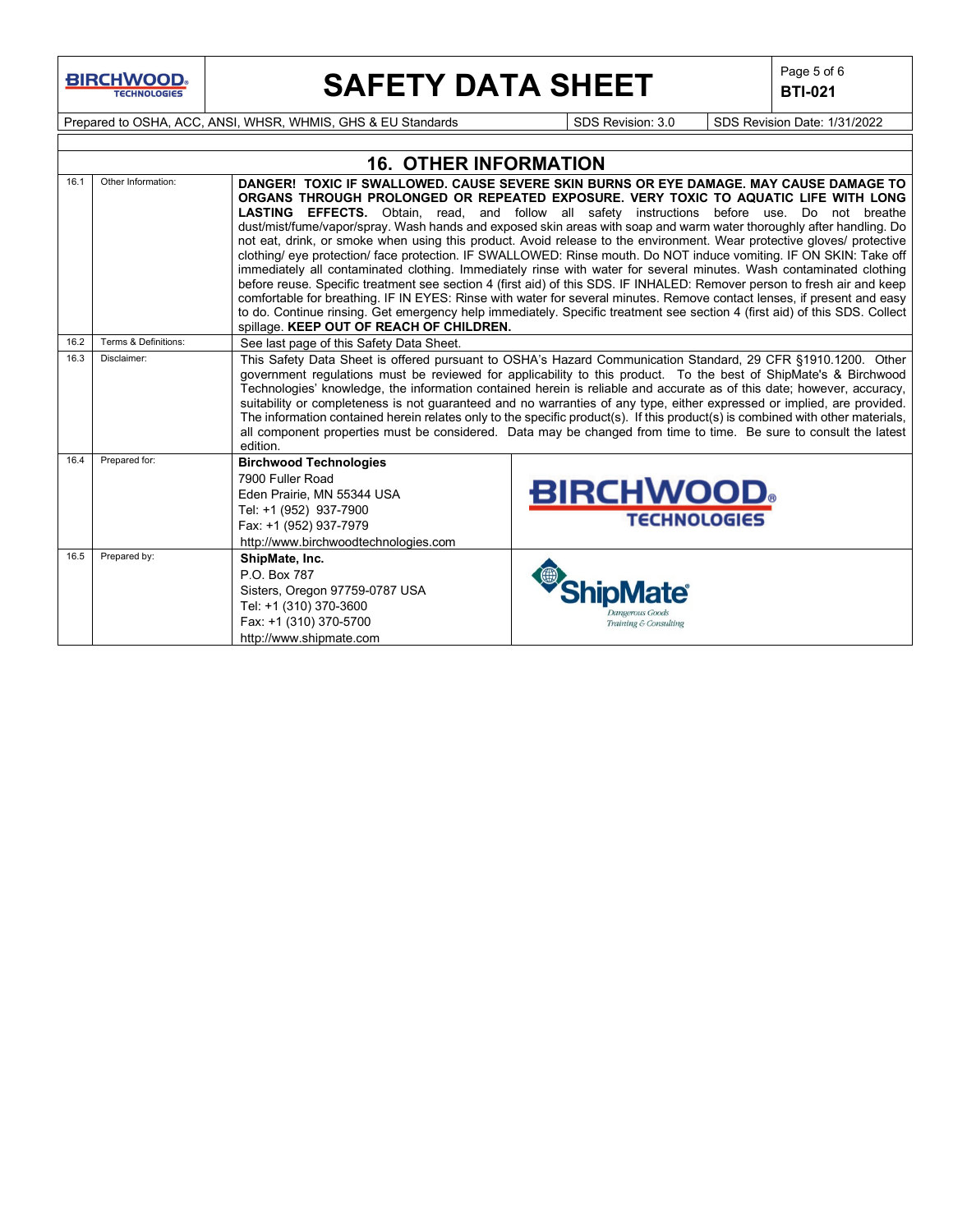## 16. OTHER INFORMATION

| | | |
|---|---|---|
| 16.1 | Other Information: | **DANGER! TOXIC IF SWALLOWED. CAUSE SEVERE SKIN BURNS OR EYE DAMAGE. MAY CAUSE DAMAGE TO ORGANS THROUGH PROLONGED OR REPEATED EXPOSURE. VERY TOXIC TO AQUATIC LIFE WITH LONG LASTING EFFECTS.** Obtain, read, and follow all safety instructions before use. Do not breathe dust/mist/fume/vapor/spray. Wash hands and exposed skin areas with soap and warm water thoroughly after handling. Do not eat, drink, or smoke when using this product. Avoid release to the environment. Wear protective gloves/ protective clothing/ eye protection/ face protection. IF SWALLOWED: Rinse mouth. Do NOT induce vomiting. IF ON SKIN: Take off immediately all contaminated clothing. Immediately rinse with water for several minutes. Wash contaminated clothing before reuse. Specific treatment see section 4 (first aid) of this SDS. IF INHALED: Remover person to fresh air and keep comfortable for breathing. IF IN EYES: Rinse with water for several minutes. Remove contact lenses, if present and easy to do. Continue rinsing. Get emergency help immediately. Specific treatment see section 4 (first aid) of this SDS. Collect spillage. **KEEP OUT OF REACH OF CHILDREN.** |
| 16.2 | Terms & Definitions: | See last page of this Safety Data Sheet. |
| 16.3 | Disclaimer: | This Safety Data Sheet is offered pursuant to OSHA's Hazard Communication Standard, 29 CFR §1910.1200. Other government regulations must be reviewed for applicability to this product. To the best of ShipMate's & Birchwood Technologies' knowledge, the information contained herein is reliable and accurate as of this date; however, accuracy, suitability or completeness is not guaranteed and no warranties of any type, either expressed or implied, are provided. The information contained herein relates only to the specific product(s). If this product(s) is combined with other materials, all component properties must be considered. Data may be changed from time to time. Be sure to consult the latest edition. |
| 16.4 | Prepared for: | **Birchwood Technologies**<br>7900 Fuller Road<br>Eden Prairie, MN 55344 USA<br>Tel: +1 (952) 937-7900<br>Fax: +1 (952) 937-7979<br>http://www.birchwoodtechnologies.com |
| 16.5 | Prepared by: | **ShipMate, Inc.**<br>P.O. Box 787<br>Sisters, Oregon 97759-0787 USA<br>Tel: +1 (310) 370-3600<br>Fax: +1 (310) 370-5700<br>http://www.shipmate.com |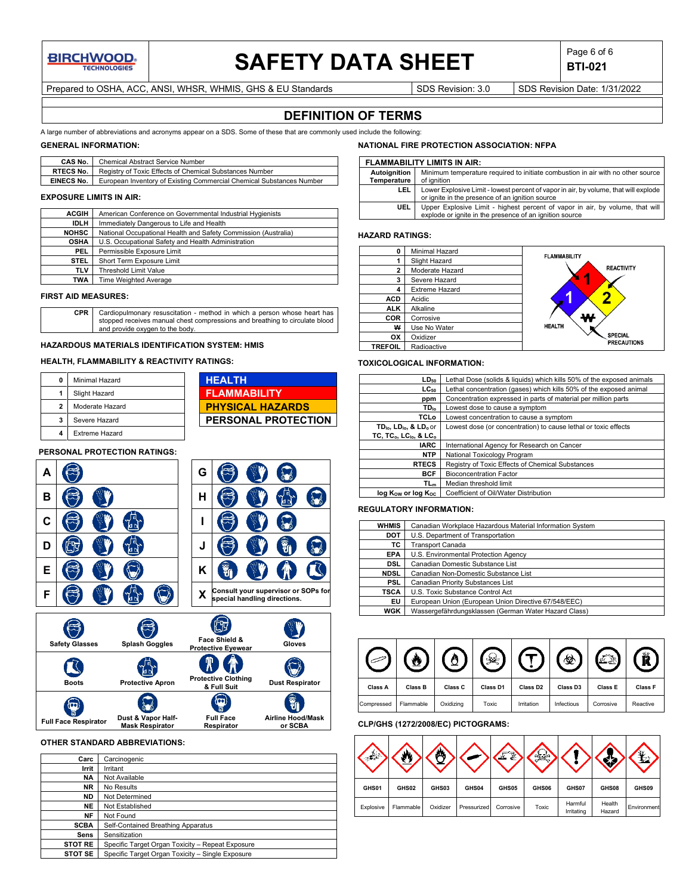# DEFINITION OF TERMS

A large number of abbreviations and acronyms appear on a SDS. Some of these that are commonly used include the following:

## GENERAL INFORMATION:

| | |
|---|---|
| **CAS No.** | Chemical Abstract Service Number |
| **RTECS No.** | Registry of Toxic Effects of Chemical Substances Number |
| **EINECS No.** | European Inventory of Existing Commercial Chemical Substances Number |

## EXPOSURE LIMITS IN AIR:

| | |
|---|---|
| **ACGIH** | American Conference on Governmental Industrial Hygienists |
| **IDLH** | Immediately Dangerous to Life and Health |
| **NOHSC** | National Occupational Health and Safety Commission (Australia) |
| **OSHA** | U.S. Occupational Safety and Health Administration |
| **PEL** | Permissible Exposure Limit |
| **STEL** | Short Term Exposure Limit |
| **TLV** | Threshold Limit Value |
| **TWA** | Time Weighted Average |

## FIRST AID MEASURES:

| | |
|---|---|
| **CPR** | Cardiopulmonary resuscitation - method in which a person whose heart has stopped receives manual chest compressions and breathing to circulate blood and provide oxygen to the body. |

## HAZARDOUS MATERIALS IDENTIFICATION SYSTEM: HMIS

### HEALTH, FLAMMABILITY & REACTIVITY RATINGS:

| | |
|---|---|
| **0** | Minimal Hazard |
| **1** | Slight Hazard |
| **2** | Moderate Hazard |
| **3** | Severe Hazard |
| **4** | Extreme Hazard |

HEALTH
FLAMMABILITY
PHYSICAL HAZARDS
PERSONAL PROTECTION

### PERSONAL PROTECTION RATINGS:

A, B, C, D, E, F, G, H, I, J, K

**X** Consult your supervisor or SOPs for special handling directions.

Safety Glasses | Splash Goggles | Face Shield & Protective Eyewear | Gloves | Boots | Protective Apron | Protective Clothing & Full Suit | Dust Respirator | Full Face Respirator | Dust & Vapor Half-Mask Respirator | Full Face Respirator | Airline Hood/Mask or SCBA

## OTHER STANDARD ABBREVIATIONS:

| | |
|---|---|
| **Carc** | Carcinogenic |
| **Irrit** | Irritant |
| **NA** | Not Available |
| **NR** | No Results |
| **ND** | Not Determined |
| **NE** | Not Established |
| **NF** | Not Found |
| **SCBA** | Self-Contained Breathing Apparatus |
| **Sens** | Sensitization |
| **STOT RE** | Specific Target Organ Toxicity – Repeat Exposure |
| **STOT SE** | Specific Target Organ Toxicity – Single Exposure |

## NATIONAL FIRE PROTECTION ASSOCIATION: NFPA

| FLAMMABILITY LIMITS IN AIR: | |
|---|---|
| **Autoignition Temperature** | Minimum temperature required to initiate combustion in air with no other source of ignition |
| **LEL** | Lower Explosive Limit - lowest percent of vapor in air, by volume, that will explode or ignite in the presence of an ignition source |
| **UEL** | Upper Explosive Limit - highest percent of vapor in air, by volume, that will explode or ignite in the presence of an ignition source |

### HAZARD RATINGS:

| | |
|---|---|
| **0** | Minimal Hazard |
| **1** | Slight Hazard |
| **2** | Moderate Hazard |
| **3** | Severe Hazard |
| **4** | Extreme Hazard |
| **ACD** | Acidic |
| **ALK** | Alkaline |
| **COR** | Corrosive |
| **W̶** | Use No Water |
| **OX** | Oxidizer |
| **TREFOIL** | Radioactive |

FLAMMABILITY
REACTIVITY
1
1
2
W̶
HEALTH
SPECIAL PRECAUTIONS

## TOXICOLOGICAL INFORMATION:

| | |
|---|---|
| **$LD_{50}$** | Lethal Dose (solids & liquids) which kills 50% of the exposed animals |
| **$LC_{50}$** | Lethal concentration (gases) which kills 50% of the exposed animal |
| **ppm** | Concentration expressed in parts of material per million parts |
| **$TD_{lo}$** | Lowest dose to cause a symptom |
| **TCLo** | Lowest concentration to cause a symptom |
| **$TD_{lo}$, $LD_{lo}$, & $LD_o$ or TC, $TC_o$, $LC_{lo}$, & $LC_o$** | Lowest dose (or concentration) to cause lethal or toxic effects |
| **IARC** | International Agency for Research on Cancer |
| **NTP** | National Toxicology Program |
| **RTECS** | Registry of Toxic Effects of Chemical Substances |
| **BCF** | Bioconcentration Factor |
| **$TL_m$** | Median threshold limit |
| **log $K_{OW}$ or log $K_{OC}$** | Coefficient of Oil/Water Distribution |

## REGULATORY INFORMATION:

| | |
|---|---|
| **WHMIS** | Canadian Workplace Hazardous Material Information System |
| **DOT** | U.S. Department of Transportation |
| **TC** | Transport Canada |
| **EPA** | U.S. Environmental Protection Agency |
| **DSL** | Canadian Domestic Substance List |
| **NDSL** | Canadian Non-Domestic Substance List |
| **PSL** | Canadian Priority Substances List |
| **TSCA** | U.S. Toxic Substance Control Act |
| **EU** | European Union (European Union Directive 67/548/EEC) |
| **WGK** | Wassergefährdungsklassen (German Water Hazard Class) |

| Class A | Class B | Class C | Class D1 | Class D2 | Class D3 | Class E | Class F |
|---|---|---|---|---|---|---|---|
| Compressed | Flammable | Oxidizing | Toxic | Irritation | Infectious | Corrosive | Reactive |

## CLP/GHS (1272/2008/EC) PICTOGRAMS:

| GHS01 | GHS02 | GHS03 | GHS04 | GHS05 | GHS06 | GHS07 | GHS08 | GHS09 |
|---|---|---|---|---|---|---|---|---|
| Explosive | Flammable | Oxidizer | Pressurized | Corrosive | Toxic | Harmful Irritating | Health Hazard | Environment |